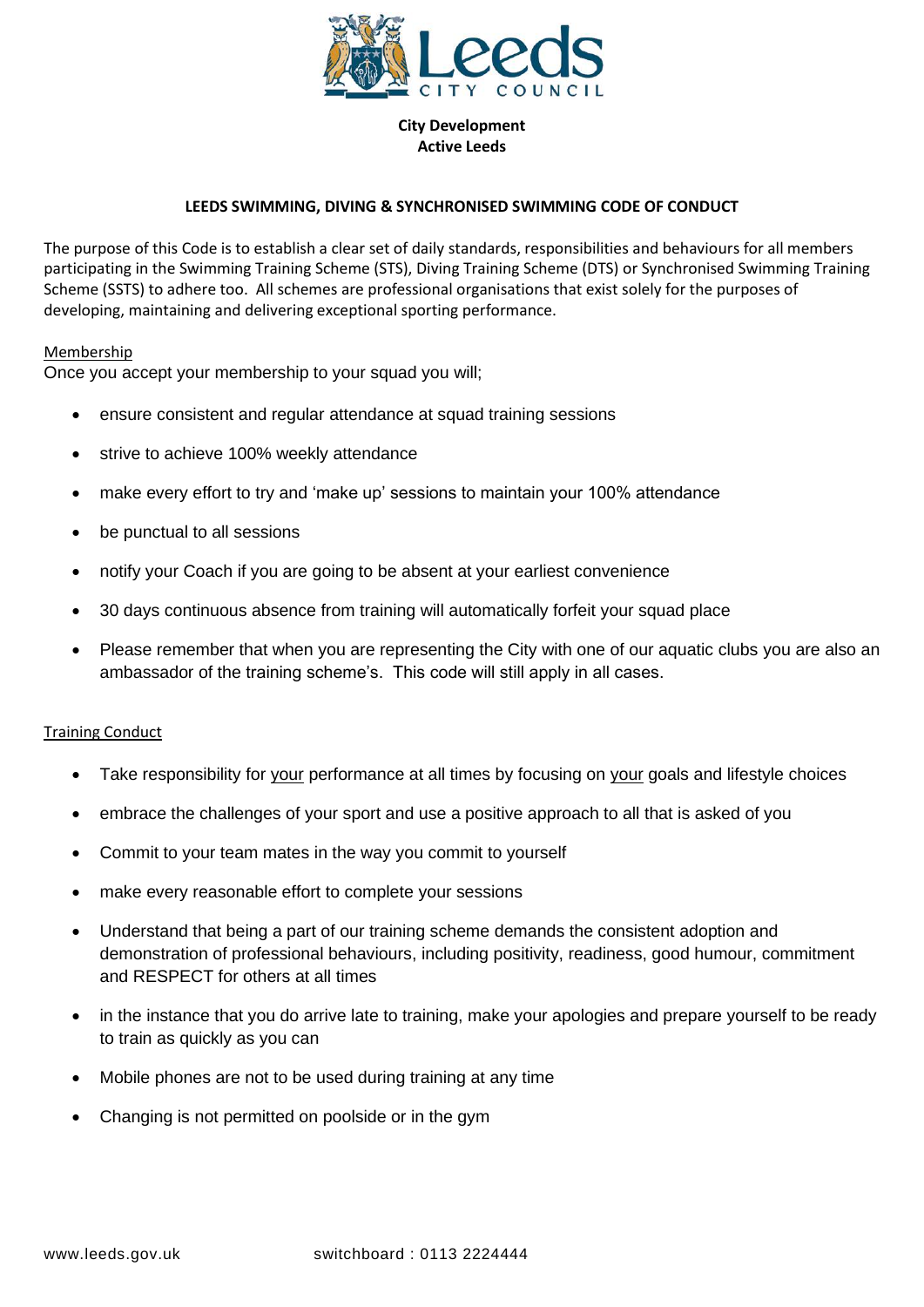**City Development**
**Active Leeds**

# LEEDS SWIMMING, DIVING & SYNCHRONISED SWIMMING CODE OF CONDUCT

The purpose of this Code is to establish a clear set of daily standards, responsibilities and behaviours for all members participating in the Swimming Training Scheme (STS), Diving Training Scheme (DTS) or Synchronised Swimming Training Scheme (SSTS) to adhere too. All schemes are professional organisations that exist solely for the purposes of developing, maintaining and delivering exceptional sporting performance.

## Membership

Once you accept your membership to your squad you will;

- ensure consistent and regular attendance at squad training sessions
- strive to achieve 100% weekly attendance
- make every effort to try and 'make up' sessions to maintain your 100% attendance
- be punctual to all sessions
- notify your Coach if you are going to be absent at your earliest convenience
- 30 days continuous absence from training will automatically forfeit your squad place
- Please remember that when you are representing the City with one of our aquatic clubs you are also an ambassador of the training scheme's. This code will still apply in all cases.

## Training Conduct

- Take responsibility for your performance at all times by focusing on your goals and lifestyle choices
- embrace the challenges of your sport and use a positive approach to all that is asked of you
- Commit to your team mates in the way you commit to yourself
- make every reasonable effort to complete your sessions
- Understand that being a part of our training scheme demands the consistent adoption and demonstration of professional behaviours, including positivity, readiness, good humour, commitment and RESPECT for others at all times
- in the instance that you do arrive late to training, make your apologies and prepare yourself to be ready to train as quickly as you can
- Mobile phones are not to be used during training at any time
- Changing is not permitted on poolside or in the gym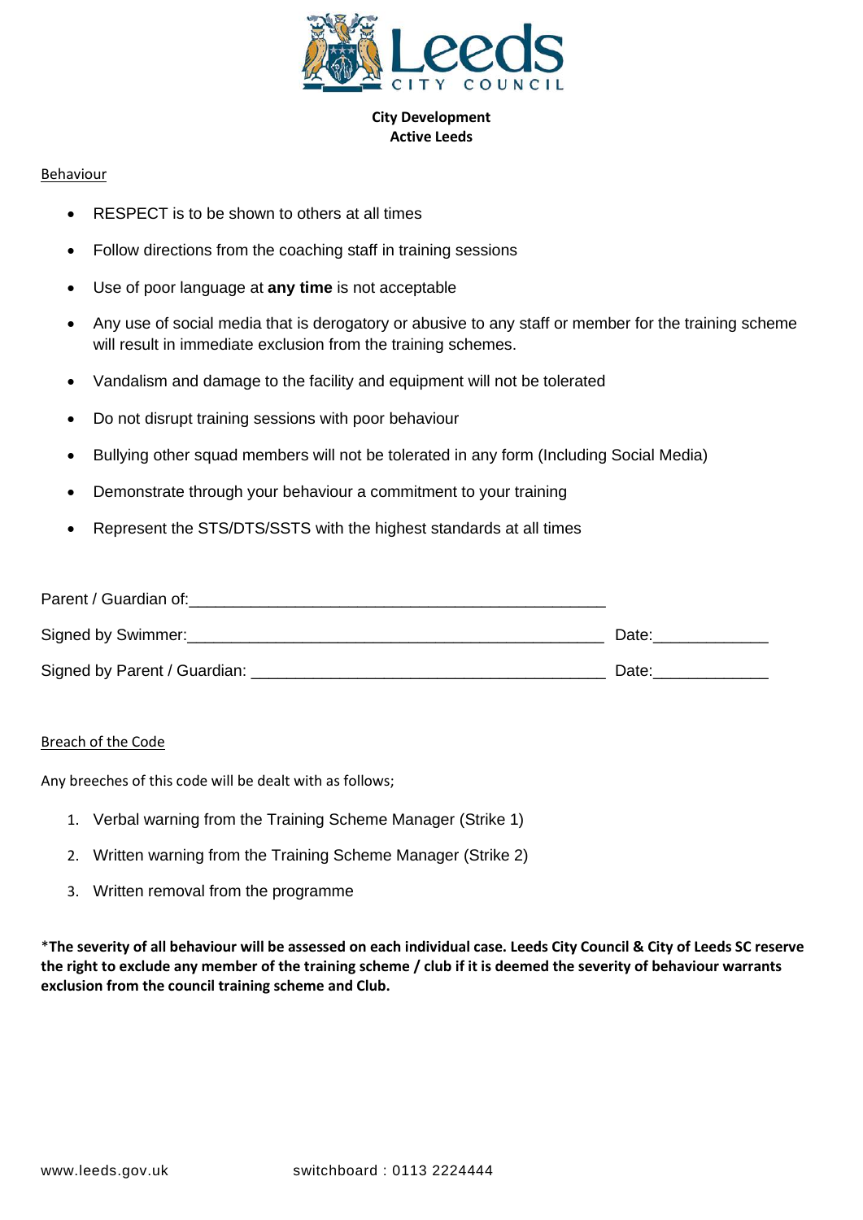**City Development**
**Active Leeds**

## Behaviour

- RESPECT is to be shown to others at all times
- Follow directions from the coaching staff in training sessions
- Use of poor language at **any time** is not acceptable
- Any use of social media that is derogatory or abusive to any staff or member for the training scheme will result in immediate exclusion from the training schemes.
- Vandalism and damage to the facility and equipment will not be tolerated
- Do not disrupt training sessions with poor behaviour
- Bullying other squad members will not be tolerated in any form (Including Social Media)
- Demonstrate through your behaviour a commitment to your training
- Represent the STS/DTS/SSTS with the highest standards at all times

Parent / Guardian of:_______________________________________________

Signed by Swimmer:_______________________________________________ Date:____________

Signed by Parent / Guardian: _______________________________________ Date:____________

## Breach of the Code

Any breeches of this code will be dealt with as follows;

1. Verbal warning from the Training Scheme Manager (Strike 1)
2. Written warning from the Training Scheme Manager (Strike 2)
3. Written removal from the programme

***The severity of all behaviour will be assessed on each individual case. Leeds City Council & City of Leeds SC reserve the right to exclude any member of the training scheme / club if it is deemed the severity of behaviour warrants exclusion from the council training scheme and Club.**

www.leeds.gov.uk switchboard : 0113 2224444